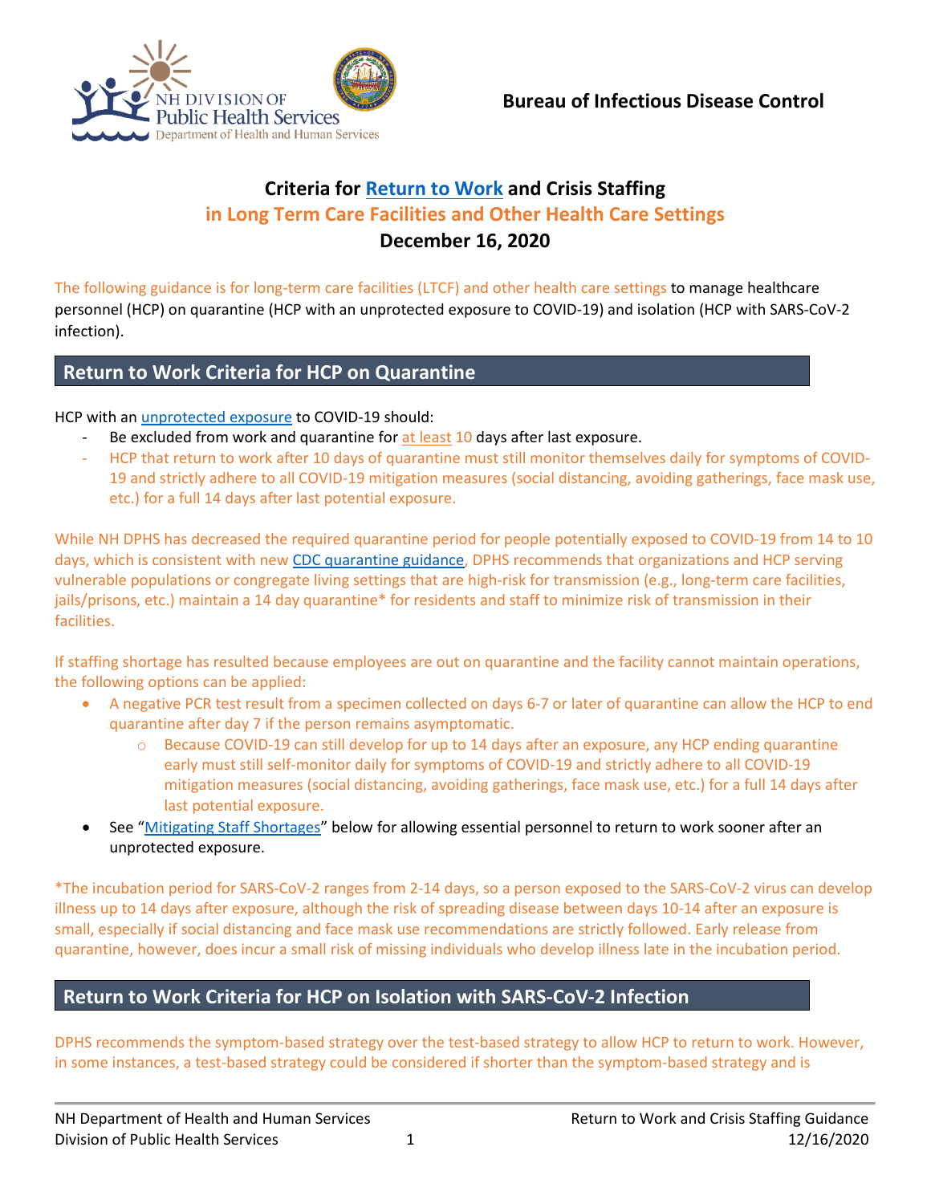Bureau of Infectious Disease Control

# Criteria for Return to Work and Crisis Staffing in Long Term Care Facilities and Other Health Care Settings

**December 16, 2020**

The following guidance is for long-term care facilities (LTCF) and other health care settings to manage healthcare personnel (HCP) on quarantine (HCP with an unprotected exposure to COVID-19) and isolation (HCP with SARS-CoV-2 infection).

## Return to Work Criteria for HCP on Quarantine

HCP with an unprotected exposure to COVID-19 should:

- Be excluded from work and quarantine for at least 10 days after last exposure.
- HCP that return to work after 10 days of quarantine must still monitor themselves daily for symptoms of COVID-19 and strictly adhere to all COVID-19 mitigation measures (social distancing, avoiding gatherings, face mask use, etc.) for a full 14 days after last potential exposure.

While NH DPHS has decreased the required quarantine period for people potentially exposed to COVID-19 from 14 to 10 days, which is consistent with new CDC quarantine guidance, DPHS recommends that organizations and HCP serving vulnerable populations or congregate living settings that are high-risk for transmission (e.g., long-term care facilities, jails/prisons, etc.) maintain a 14 day quarantine* for residents and staff to minimize risk of transmission in their facilities.

If staffing shortage has resulted because employees are out on quarantine and the facility cannot maintain operations, the following options can be applied:

- A negative PCR test result from a specimen collected on days 6-7 or later of quarantine can allow the HCP to end quarantine after day 7 if the person remains asymptomatic.
  - Because COVID-19 can still develop for up to 14 days after an exposure, any HCP ending quarantine early must still self-monitor daily for symptoms of COVID-19 and strictly adhere to all COVID-19 mitigation measures (social distancing, avoiding gatherings, face mask use, etc.) for a full 14 days after last potential exposure.
- See "Mitigating Staff Shortages" below for allowing essential personnel to return to work sooner after an unprotected exposure.

*The incubation period for SARS-CoV-2 ranges from 2-14 days, so a person exposed to the SARS-CoV-2 virus can develop illness up to 14 days after exposure, although the risk of spreading disease between days 10-14 after an exposure is small, especially if social distancing and face mask use recommendations are strictly followed. Early release from quarantine, however, does incur a small risk of missing individuals who develop illness late in the incubation period.

## Return to Work Criteria for HCP on Isolation with SARS-CoV-2 Infection

DPHS recommends the symptom-based strategy over the test-based strategy to allow HCP to return to work. However, in some instances, a test-based strategy could be considered if shorter than the symptom-based strategy and is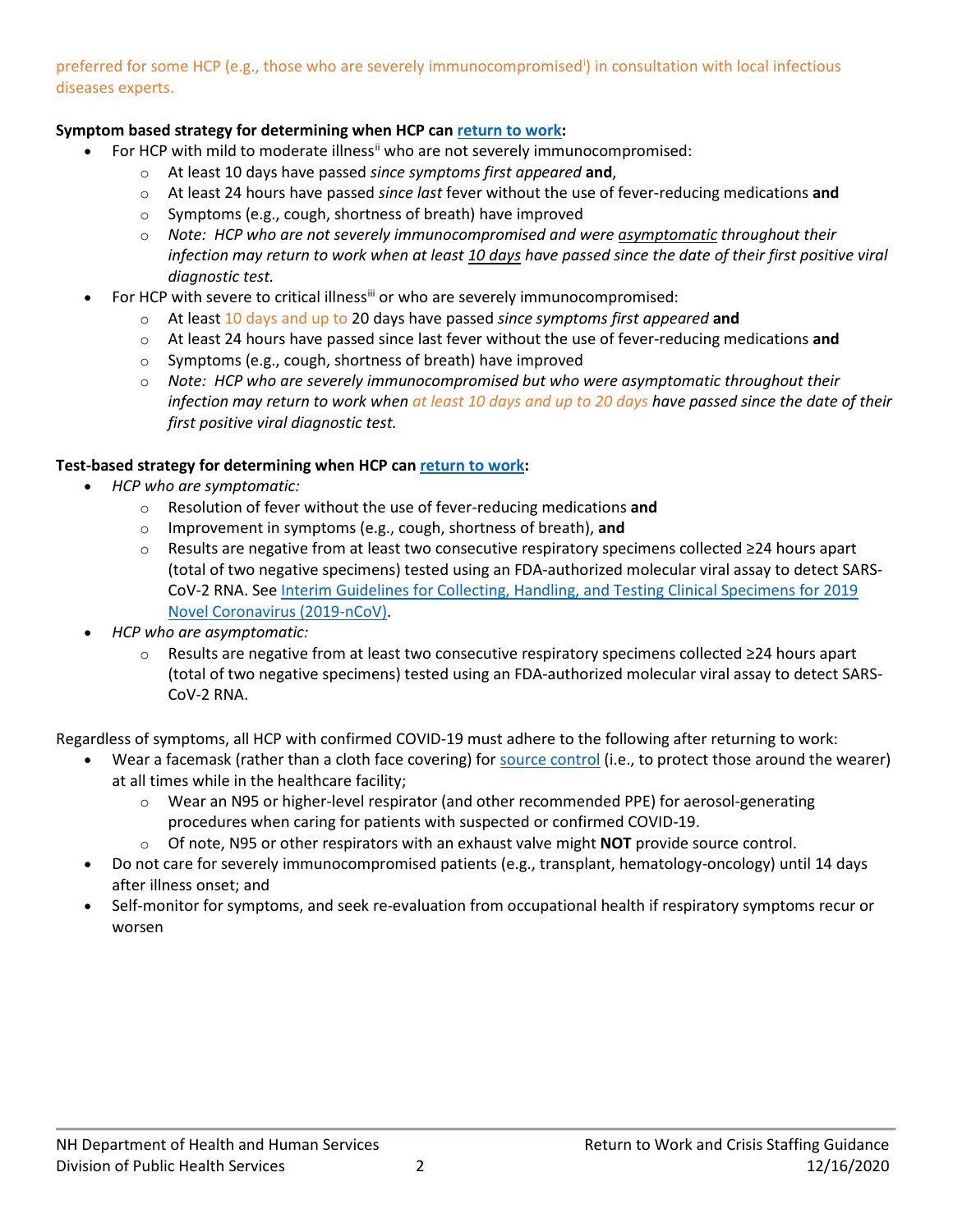preferred for some HCP (e.g., those who are severely immunocompromised[i]) in consultation with local infectious diseases experts.

**Symptom based strategy for determining when HCP can return to work:**

- For HCP with mild to moderate illness[ii] who are not severely immunocompromised:
  - At least 10 days have passed *since symptoms first appeared* **and**,
  - At least 24 hours have passed *since last* fever without the use of fever-reducing medications **and**
  - Symptoms (e.g., cough, shortness of breath) have improved
  - *Note: HCP who are not severely immunocompromised and were asymptomatic throughout their infection may return to work when at least 10 days have passed since the date of their first positive viral diagnostic test.*
- For HCP with severe to critical illness[iii] or who are severely immunocompromised:
  - At least 10 days and up to 20 days have passed *since symptoms first appeared* **and**
  - At least 24 hours have passed since last fever without the use of fever-reducing medications **and**
  - Symptoms (e.g., cough, shortness of breath) have improved
  - *Note: HCP who are severely immunocompromised but who were asymptomatic throughout their infection may return to work when at least 10 days and up to 20 days have passed since the date of their first positive viral diagnostic test.*

**Test-based strategy for determining when HCP can return to work:**

- *HCP who are symptomatic:*
  - Resolution of fever without the use of fever-reducing medications **and**
  - Improvement in symptoms (e.g., cough, shortness of breath), **and**
  - Results are negative from at least two consecutive respiratory specimens collected ≥24 hours apart (total of two negative specimens) tested using an FDA-authorized molecular viral assay to detect SARS-CoV-2 RNA. See Interim Guidelines for Collecting, Handling, and Testing Clinical Specimens for 2019 Novel Coronavirus (2019-nCoV).
- *HCP who are asymptomatic:*
  - Results are negative from at least two consecutive respiratory specimens collected ≥24 hours apart (total of two negative specimens) tested using an FDA-authorized molecular viral assay to detect SARS-CoV-2 RNA.

Regardless of symptoms, all HCP with confirmed COVID-19 must adhere to the following after returning to work:

- Wear a facemask (rather than a cloth face covering) for source control (i.e., to protect those around the wearer) at all times while in the healthcare facility;
  - Wear an N95 or higher-level respirator (and other recommended PPE) for aerosol-generating procedures when caring for patients with suspected or confirmed COVID-19.
  - Of note, N95 or other respirators with an exhaust valve might **NOT** provide source control.
- Do not care for severely immunocompromised patients (e.g., transplant, hematology-oncology) until 14 days after illness onset; and
- Self-monitor for symptoms, and seek re-evaluation from occupational health if respiratory symptoms recur or worsen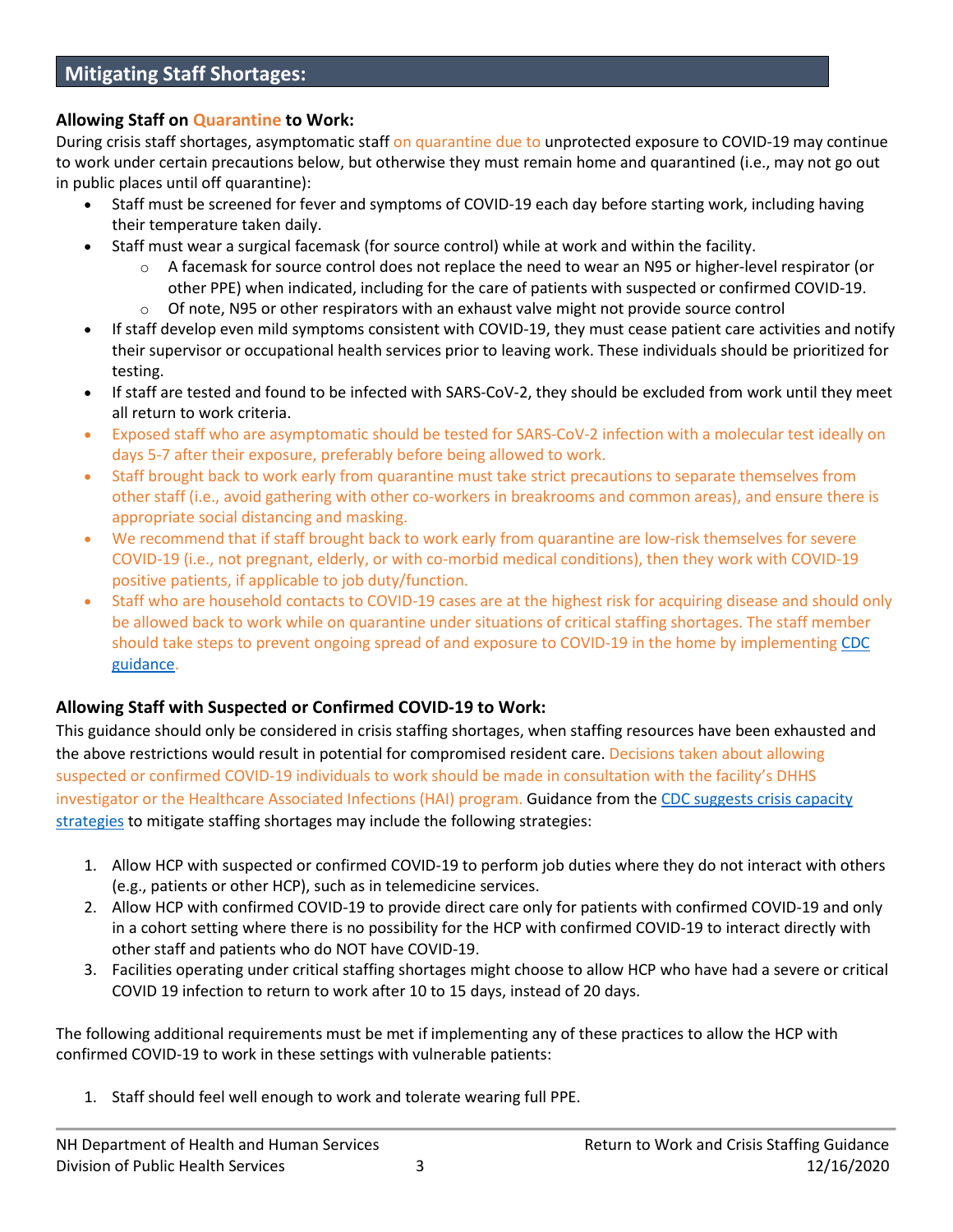## Mitigating Staff Shortages:

### Allowing Staff on Quarantine to Work:

During crisis staff shortages, asymptomatic staff on quarantine due to unprotected exposure to COVID-19 may continue to work under certain precautions below, but otherwise they must remain home and quarantined (i.e., may not go out in public places until off quarantine):

- Staff must be screened for fever and symptoms of COVID-19 each day before starting work, including having their temperature taken daily.
- Staff must wear a surgical facemask (for source control) while at work and within the facility.
  - A facemask for source control does not replace the need to wear an N95 or higher-level respirator (or other PPE) when indicated, including for the care of patients with suspected or confirmed COVID-19.
  - Of note, N95 or other respirators with an exhaust valve might not provide source control
- If staff develop even mild symptoms consistent with COVID-19, they must cease patient care activities and notify their supervisor or occupational health services prior to leaving work. These individuals should be prioritized for testing.
- If staff are tested and found to be infected with SARS-CoV-2, they should be excluded from work until they meet all return to work criteria.
- Exposed staff who are asymptomatic should be tested for SARS-CoV-2 infection with a molecular test ideally on days 5-7 after their exposure, preferably before being allowed to work.
- Staff brought back to work early from quarantine must take strict precautions to separate themselves from other staff (i.e., avoid gathering with other co-workers in breakrooms and common areas), and ensure there is appropriate social distancing and masking.
- We recommend that if staff brought back to work early from quarantine are low-risk themselves for severe COVID-19 (i.e., not pregnant, elderly, or with co-morbid medical conditions), then they work with COVID-19 positive patients, if applicable to job duty/function.
- Staff who are household contacts to COVID-19 cases are at the highest risk for acquiring disease and should only be allowed back to work while on quarantine under situations of critical staffing shortages. The staff member should take steps to prevent ongoing spread of and exposure to COVID-19 in the home by implementing CDC guidance.

### Allowing Staff with Suspected or Confirmed COVID-19 to Work:

This guidance should only be considered in crisis staffing shortages, when staffing resources have been exhausted and the above restrictions would result in potential for compromised resident care. Decisions taken about allowing suspected or confirmed COVID-19 individuals to work should be made in consultation with the facility's DHHS investigator or the Healthcare Associated Infections (HAI) program. Guidance from the CDC suggests crisis capacity strategies to mitigate staffing shortages may include the following strategies:

1. Allow HCP with suspected or confirmed COVID-19 to perform job duties where they do not interact with others (e.g., patients or other HCP), such as in telemedicine services.
2. Allow HCP with confirmed COVID-19 to provide direct care only for patients with confirmed COVID-19 and only in a cohort setting where there is no possibility for the HCP with confirmed COVID-19 to interact directly with other staff and patients who do NOT have COVID-19.
3. Facilities operating under critical staffing shortages might choose to allow HCP who have had a severe or critical COVID 19 infection to return to work after 10 to 15 days, instead of 20 days.

The following additional requirements must be met if implementing any of these practices to allow the HCP with confirmed COVID-19 to work in these settings with vulnerable patients:

1. Staff should feel well enough to work and tolerate wearing full PPE.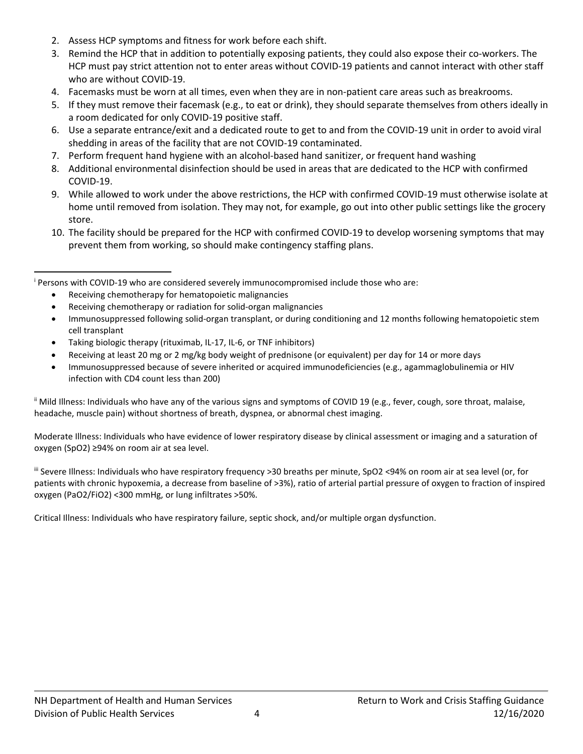2. Assess HCP symptoms and fitness for work before each shift.
3. Remind the HCP that in addition to potentially exposing patients, they could also expose their co-workers. The HCP must pay strict attention not to enter areas without COVID-19 patients and cannot interact with other staff who are without COVID-19.
4. Facemasks must be worn at all times, even when they are in non-patient care areas such as breakrooms.
5. If they must remove their facemask (e.g., to eat or drink), they should separate themselves from others ideally in a room dedicated for only COVID-19 positive staff.
6. Use a separate entrance/exit and a dedicated route to get to and from the COVID-19 unit in order to avoid viral shedding in areas of the facility that are not COVID-19 contaminated.
7. Perform frequent hand hygiene with an alcohol-based hand sanitizer, or frequent hand washing
8. Additional environmental disinfection should be used in areas that are dedicated to the HCP with confirmed COVID-19.
9. While allowed to work under the above restrictions, the HCP with confirmed COVID-19 must otherwise isolate at home until removed from isolation. They may not, for example, go out into other public settings like the grocery store.
10. The facility should be prepared for the HCP with confirmed COVID-19 to develop worsening symptoms that may prevent them from working, so should make contingency staffing plans.

---

[i] Persons with COVID-19 who are considered severely immunocompromised include those who are:

- Receiving chemotherapy for hematopoietic malignancies
- Receiving chemotherapy or radiation for solid-organ malignancies
- Immunosuppressed following solid-organ transplant, or during conditioning and 12 months following hematopoietic stem cell transplant
- Taking biologic therapy (rituximab, IL-17, IL-6, or TNF inhibitors)
- Receiving at least 20 mg or 2 mg/kg body weight of prednisone (or equivalent) per day for 14 or more days
- Immunosuppressed because of severe inherited or acquired immunodeficiencies (e.g., agammaglobulinemia or HIV infection with CD4 count less than 200)

[ii] Mild Illness: Individuals who have any of the various signs and symptoms of COVID 19 (e.g., fever, cough, sore throat, malaise, headache, muscle pain) without shortness of breath, dyspnea, or abnormal chest imaging.

Moderate Illness: Individuals who have evidence of lower respiratory disease by clinical assessment or imaging and a saturation of oxygen ($SpO_2$) ≥94% on room air at sea level.

[iii] Severe Illness: Individuals who have respiratory frequency >30 breaths per minute, $SpO_2$ <94% on room air at sea level (or, for patients with chronic hypoxemia, a decrease from baseline of >3%), ratio of arterial partial pressure of oxygen to fraction of inspired oxygen ($PaO_2/FiO_2$) <300 mmHg, or lung infiltrates >50%.

Critical Illness: Individuals who have respiratory failure, septic shock, and/or multiple organ dysfunction.